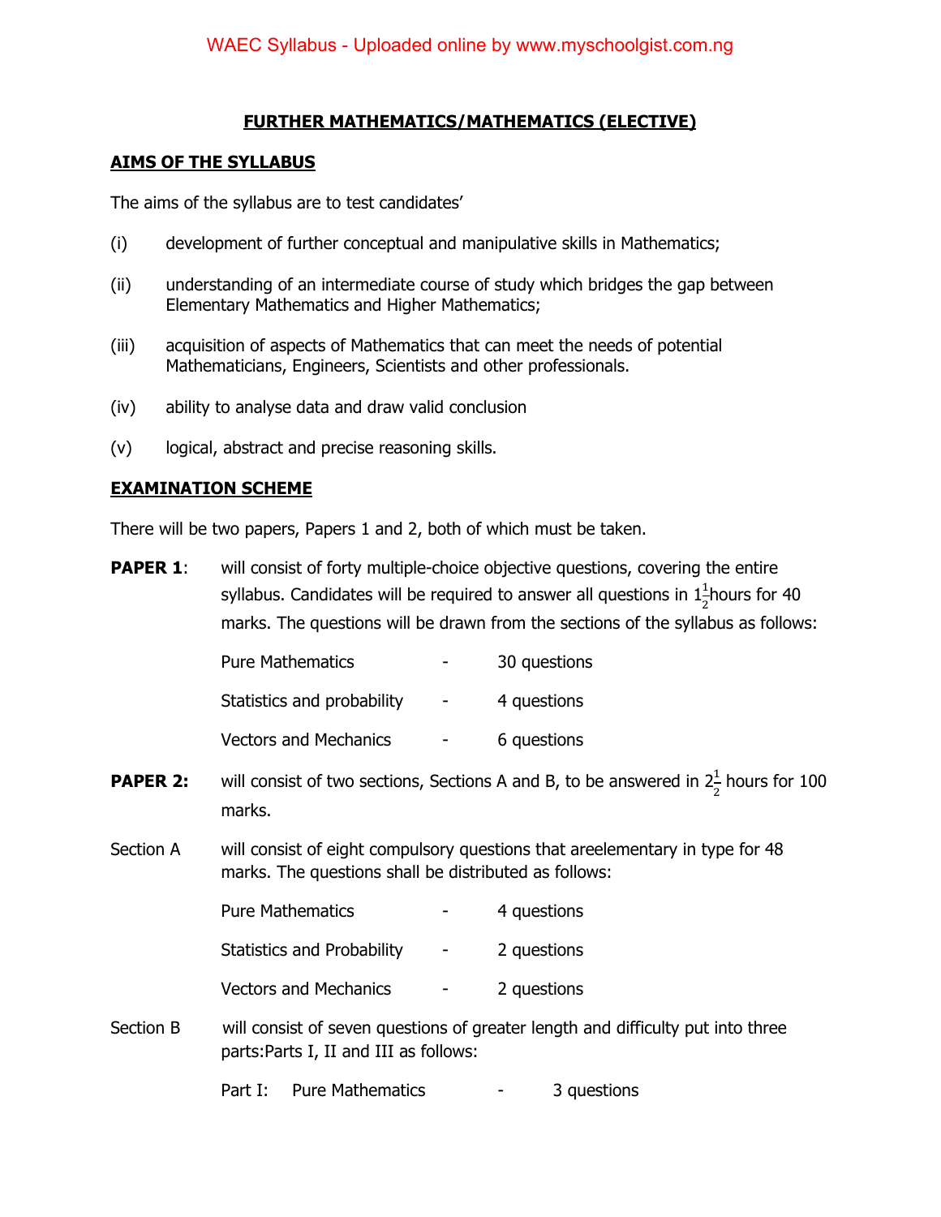# FURTHER MATHEMATICS/MATHEMATICS (ELECTIVE)

## AIMS OF THE SYLLABUS

The aims of the syllabus are to test candidates'

(i) development of further conceptual and manipulative skills in Mathematics;

(ii) understanding of an intermediate course of study which bridges the gap between Elementary Mathematics and Higher Mathematics;

(iii) acquisition of aspects of Mathematics that can meet the needs of potential Mathematicians, Engineers, Scientists and other professionals.

(iv) ability to analyse data and draw valid conclusion

(v) logical, abstract and precise reasoning skills.

## EXAMINATION SCHEME

There will be two papers, Papers 1 and 2, both of which must be taken.

**PAPER 1**: will consist of forty multiple-choice objective questions, covering the entire syllabus. Candidates will be required to answer all questions in $1\frac{1}{2}$hours for 40 marks. The questions will be drawn from the sections of the syllabus as follows:

| | | |
|---|---|---|
| Pure Mathematics | - | 30 questions |
| Statistics and probability | - | 4 questions |
| Vectors and Mechanics | - | 6 questions |

**PAPER 2:** will consist of two sections, Sections A and B, to be answered in $2\frac{1}{2}$ hours for 100 marks.

Section A will consist of eight compulsory questions that areelementary in type for 48 marks. The questions shall be distributed as follows:

| | | |
|---|---|---|
| Pure Mathematics | - | 4 questions |
| Statistics and Probability | - | 2 questions |
| Vectors and Mechanics | - | 2 questions |

Section B will consist of seven questions of greater length and difficulty put into three parts:Parts I, II and III as follows:

| | | |
|---|---|---|
| Part I: Pure Mathematics | - | 3 questions |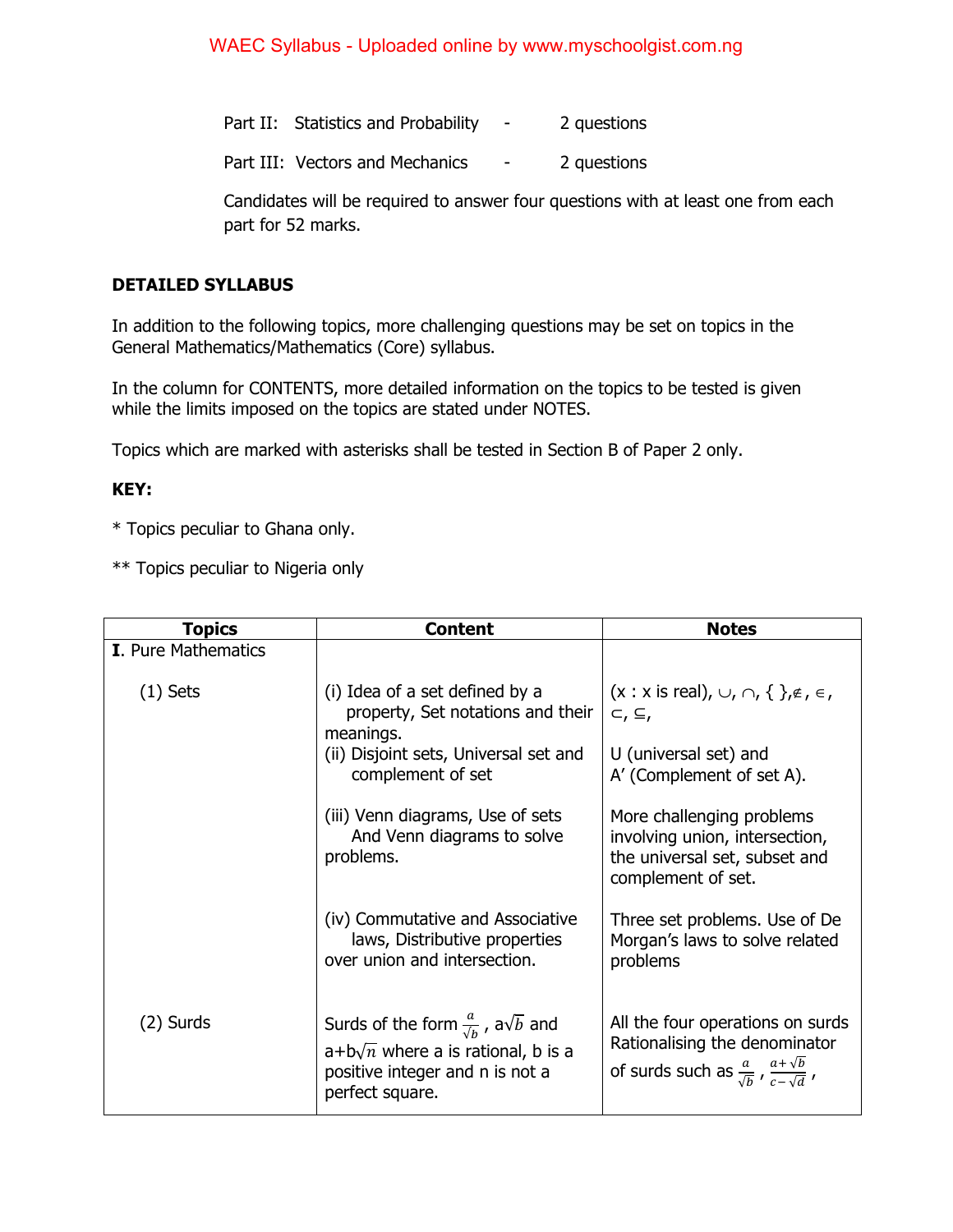Part II: Statistics and Probability - 2 questions

Part III: Vectors and Mechanics - 2 questions

Candidates will be required to answer four questions with at least one from each part for 52 marks.

**DETAILED SYLLABUS**

In addition to the following topics, more challenging questions may be set on topics in the General Mathematics/Mathematics (Core) syllabus.

In the column for CONTENTS, more detailed information on the topics to be tested is given while the limits imposed on the topics are stated under NOTES.

Topics which are marked with asterisks shall be tested in Section B of Paper 2 only.

**KEY:**

* Topics peculiar to Ghana only.

** Topics peculiar to Nigeria only

| Topics | Content | Notes |
|---|---|---|
| **I**. Pure Mathematics | | |
| (1) Sets | (i) Idea of a set defined by a property, Set notations and their meanings. | (x : x is real), $\cup$, $\cap$, { },$\notin$, $\in$, $\subset$, $\subseteq$, |
| | (ii) Disjoint sets, Universal set and complement of set | U (universal set) and A′ (Complement of set A). |
| | (iii) Venn diagrams, Use of sets And Venn diagrams to solve problems. | More challenging problems involving union, intersection, the universal set, subset and complement of set. |
| | (iv) Commutative and Associative laws, Distributive properties over union and intersection. | Three set problems. Use of De Morgan's laws to solve related problems |
| (2) Surds | Surds of the form $\frac{a}{\sqrt{b}}$, $a\sqrt{b}$ and $a+b\sqrt{n}$ where a is rational, b is a positive integer and n is not a perfect square. | All the four operations on surds Rationalising the denominator of surds such as $\frac{a}{\sqrt{b}}$, $\frac{a+\sqrt{b}}{c-\sqrt{d}}$, |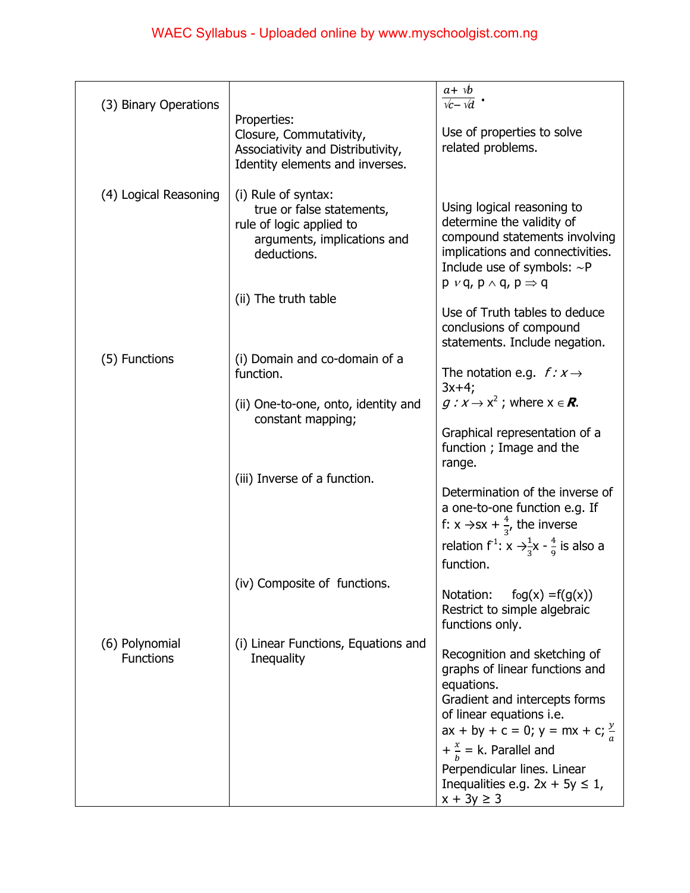| | | |
|---|---|---|
| (3) Binary Operations | Properties: Closure, Commutativity, Associativity and Distributivity, Identity elements and inverses. | $\frac{a+\sqrt{b}}{\sqrt{c}-\sqrt{d}}$ . <br><br> Use of properties to solve related problems. |
| (4) Logical Reasoning | (i) Rule of syntax: true or false statements, rule of logic applied to arguments, implications and deductions. <br><br> (ii) The truth table | Using logical reasoning to determine the validity of compound statements involving implications and connectivities. Include use of symbols: $\sim P$ $p \vee q$, $p \wedge q$, $p \Rightarrow q$ <br><br> Use of Truth tables to deduce conclusions of compound statements. Include negation. |
| (5) Functions | (i) Domain and co-domain of a function. <br><br> (ii) One-to-one, onto, identity and constant mapping; <br><br> (iii) Inverse of a function. <br><br> (iv) Composite of functions. | The notation e.g. $f: x \rightarrow 3x+4$; $g: x \rightarrow x^2$; where $x \in \mathbf{R}$. <br><br> Graphical representation of a function ; Image and the range. <br><br> Determination of the inverse of a one-to-one function e.g. If f: $x \rightarrow sx + \frac{4}{3}$, the inverse relation $f^{-1}$: $x \rightarrow \frac{1}{3}x - \frac{4}{9}$ is also a function. <br><br> Notation: $f \circ g(x) = f(g(x))$ Restrict to simple algebraic functions only. |
| (6) Polynomial Functions | (i) Linear Functions, Equations and Inequality | Recognition and sketching of graphs of linear functions and equations. Gradient and intercepts forms of linear equations i.e. $ax + by + c = 0$; $y = mx + c$; $\frac{y}{a} + \frac{x}{b} = k$. Parallel and Perpendicular lines. Linear Inequalities e.g. $2x + 5y \leq 1$, $x + 3y \geq 3$ |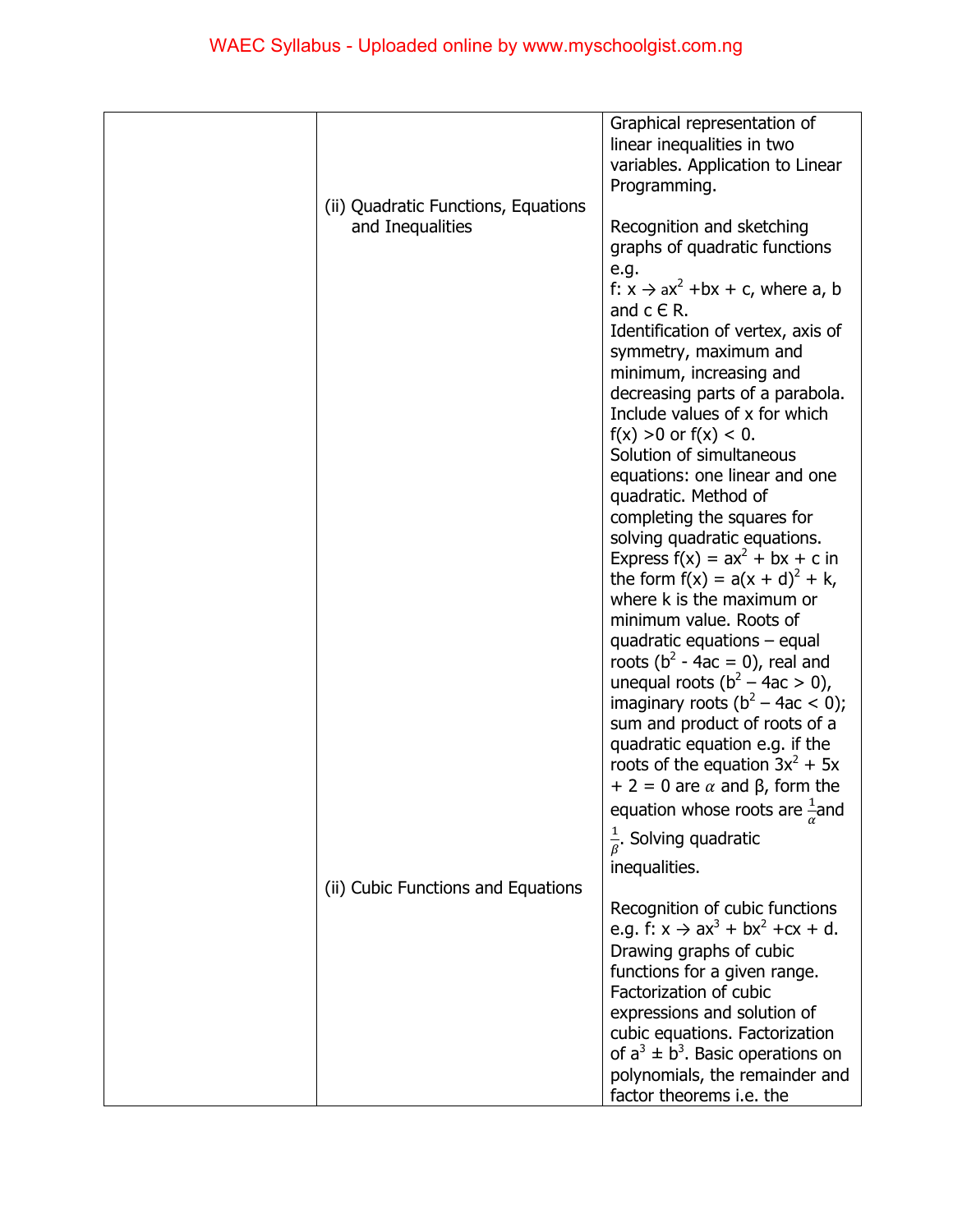| | | |
|---|---|---|
| | | Graphical representation of linear inequalities in two variables. Application to Linear Programming. |
| | (ii) Quadratic Functions, Equations and Inequalities | Recognition and sketching graphs of quadratic functions e.g. $f: x \rightarrow ax^2 + bx + c$, where a, b and c $\in$ R. Identification of vertex, axis of symmetry, maximum and minimum, increasing and decreasing parts of a parabola. Include values of x for which $f(x) > 0$ or $f(x) < 0$. Solution of simultaneous equations: one linear and one quadratic. Method of completing the squares for solving quadratic equations. Express $f(x) = ax^2 + bx + c$ in the form $f(x) = a(x + d)^2 + k$, where k is the maximum or minimum value. Roots of quadratic equations – equal roots ($b^2 - 4ac = 0$), real and unequal roots ($b^2 – 4ac > 0$), imaginary roots ($b^2 – 4ac < 0$); sum and product of roots of a quadratic equation e.g. if the roots of the equation $3x^2 + 5x + 2 = 0$ are $\alpha$ and $\beta$, form the equation whose roots are $\frac{1}{\alpha}$ and $\frac{1}{\beta}$. Solving quadratic inequalities. |
| | (ii) Cubic Functions and Equations | Recognition of cubic functions e.g. $f: x \rightarrow ax^3 + bx^2 + cx + d$. Drawing graphs of cubic functions for a given range. Factorization of cubic expressions and solution of cubic equations. Factorization of $a^3 \pm b^3$. Basic operations on polynomials, the remainder and factor theorems i.e. the |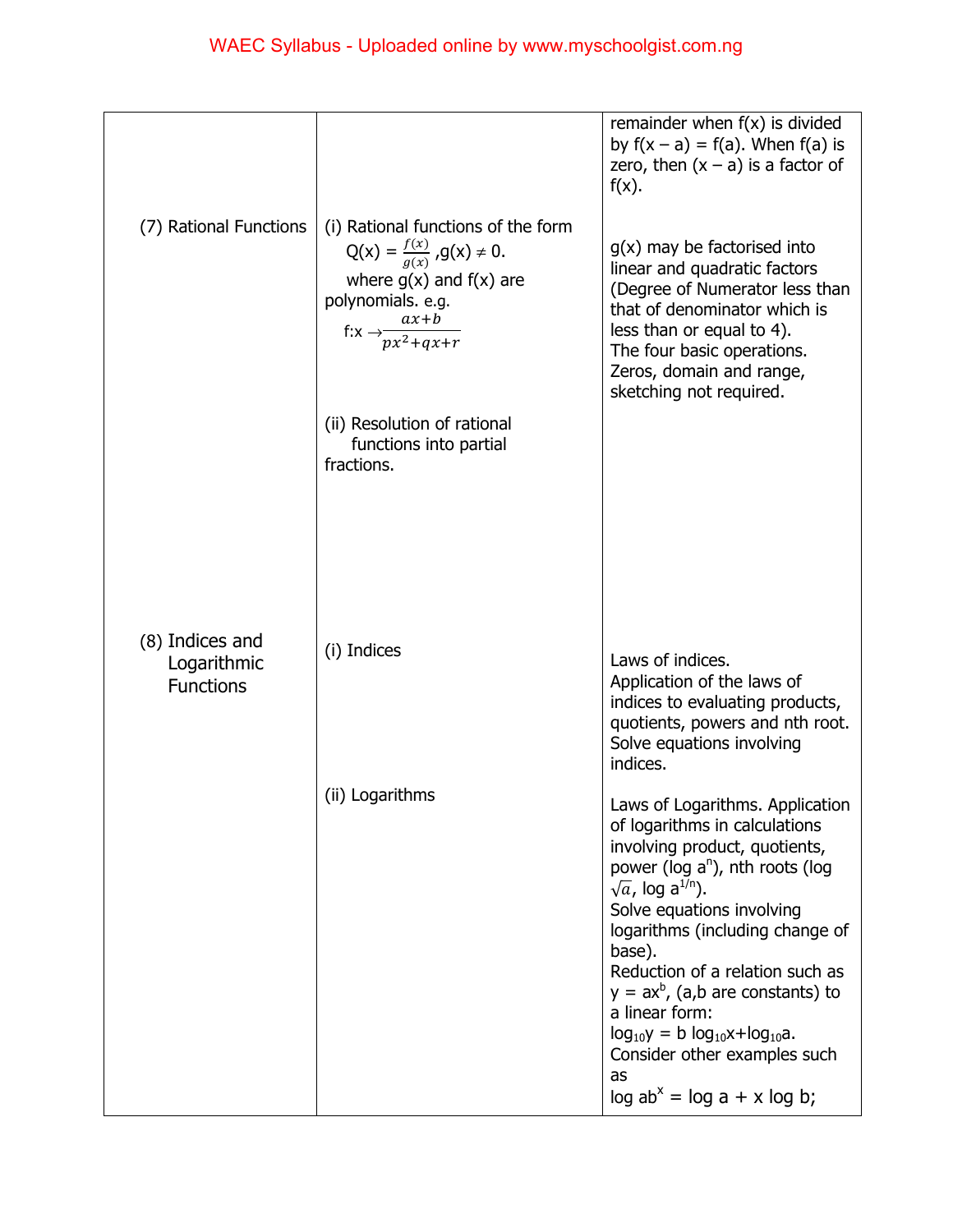| | | |
|---|---|---|
| | | remainder when f(x) is divided by f(x – a) = f(a). When f(a) is zero, then (x – a) is a factor of f(x). |
| (7) Rational Functions | (i) Rational functions of the form $Q(x) = \frac{f(x)}{g(x)}$, $g(x) \neq 0$. where g(x) and f(x) are polynomials. e.g. $f{:}x \rightarrow \frac{ax+b}{px^2+qx+r}$ <br><br> (ii) Resolution of rational functions into partial fractions. | g(x) may be factorised into linear and quadratic factors (Degree of Numerator less than that of denominator which is less than or equal to 4). The four basic operations. Zeros, domain and range, sketching not required. |
| (8) Indices and Logarithmic Functions | (i) Indices <br><br> (ii) Logarithms | Laws of indices. Application of the laws of indices to evaluating products, quotients, powers and nth root. Solve equations involving indices. <br><br> Laws of Logarithms. Application of logarithms in calculations involving product, quotients, power ($\log a^n$), nth roots ($\log \sqrt{a}$, $\log a^{1/n}$). Solve equations involving logarithms (including change of base). Reduction of a relation such as $y = ax^b$, (a,b are constants) to a linear form: $\log_{10}y = b \log_{10}x + \log_{10}a$. Consider other examples such as $\log ab^x = \log a + x \log b$; |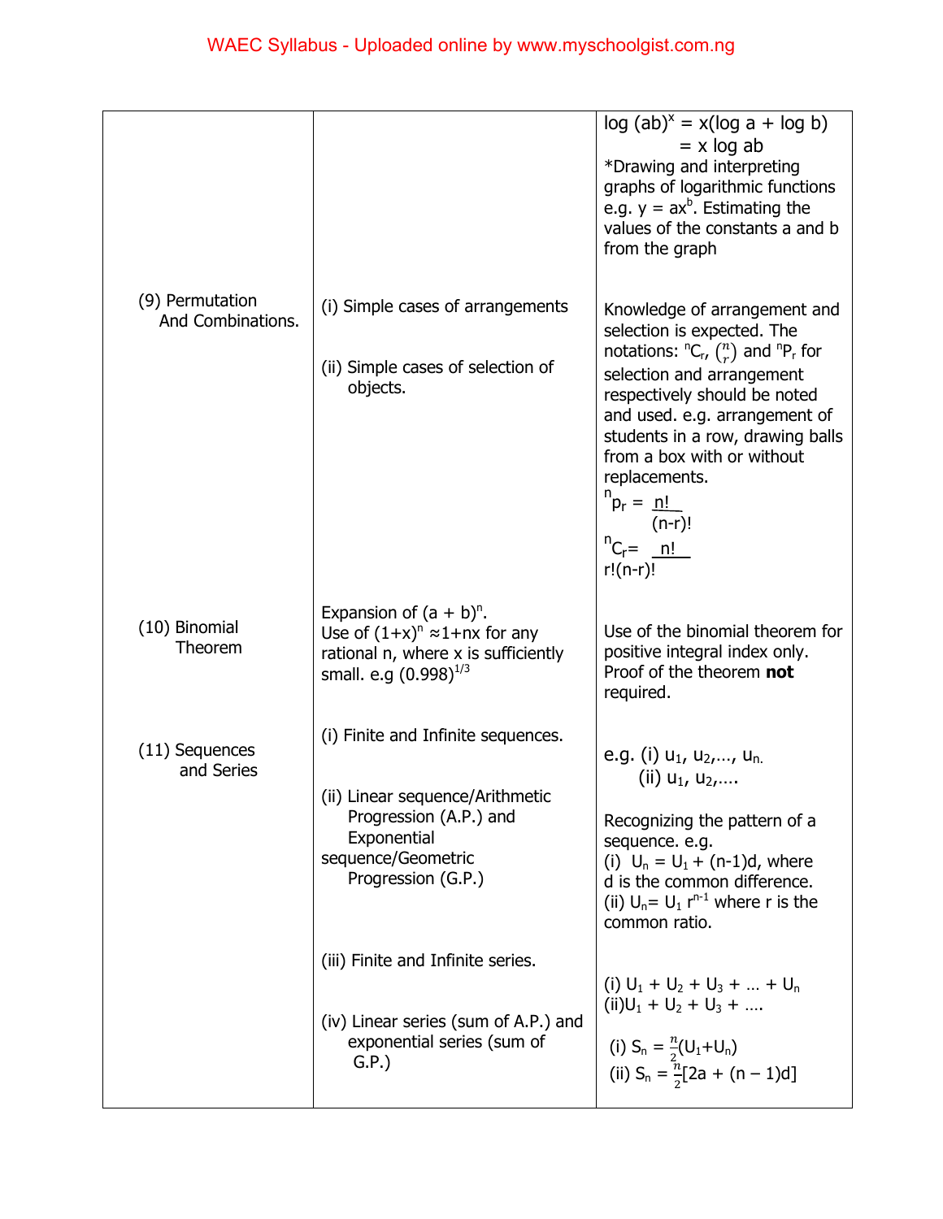| | | |
|---|---|---|
| | | $\log (ab)^x = x(\log a + \log b)$ <br> $= x \log ab$ <br> *Drawing and interpreting graphs of logarithmic functions e.g. $y = ax^b$. Estimating the values of the constants a and b from the graph |
| (9) Permutation And Combinations. | (i) Simple cases of arrangements <br><br> (ii) Simple cases of selection of objects. | Knowledge of arrangement and selection is expected. The notations: ${}^nC_r$, $\binom{n}{r}$ and ${}^nP_r$ for selection and arrangement respectively should be noted and used. e.g. arrangement of students in a row, drawing balls from a box with or without replacements. <br> ${}^np_r = \frac{n!}{(n-r)!}$ <br> ${}^nC_r = \frac{n!}{r!(n-r)!}$ |
| (10) Binomial Theorem | Expansion of $(a + b)^n$. Use of $(1+x)^n \approx 1+nx$ for any rational n, where x is sufficiently small. e.g $(0.998)^{1/3}$ | Use of the binomial theorem for positive integral index only. Proof of the theorem **not** required. |
| (11) Sequences and Series | (i) Finite and Infinite sequences. <br><br> (ii) Linear sequence/Arithmetic Progression (A.P.) and Exponential sequence/Geometric Progression (G.P.) <br><br> (iii) Finite and Infinite series. <br><br> (iv) Linear series (sum of A.P.) and exponential series (sum of G.P.) | e.g. (i) $u_1, u_2,\ldots, u_n.$ <br> (ii) $u_1, u_2,\ldots.$ <br><br> Recognizing the pattern of a sequence. e.g. <br> (i) $U_n = U_1 + (n-1)d$, where d is the common difference. <br> (ii) $U_n = U_1 r^{n-1}$ where r is the common ratio. <br><br> (i) $U_1 + U_2 + U_3 + \ldots + U_n$ <br> (ii) $U_1 + U_2 + U_3 + \ldots.$ <br><br> (i) $S_n = \frac{n}{2}(U_1+U_n)$ <br> (ii) $S_n = \frac{n}{2}[2a + (n-1)d]$ |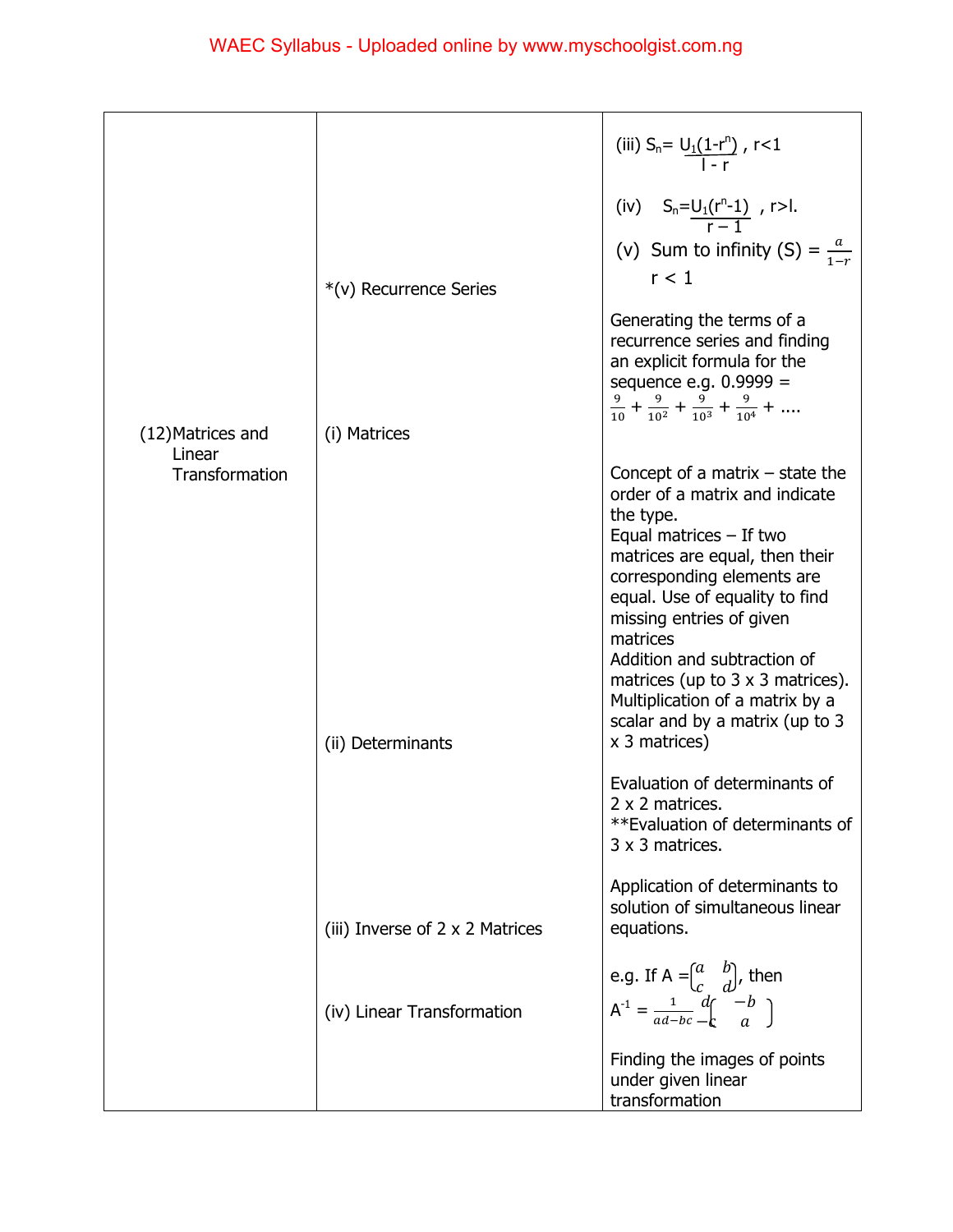|  |  |  |
|---|---|---|
|  | *(v) Recurrence Series | (iii) $S_n = \frac{U_1(1-r^n)}{l - r}$, r<1<br><br>(iv) $S_n = \frac{U_1(r^n-1)}{r-1}$, r>l.<br><br>(v) Sum to infinity (S) = $\frac{a}{1-r}$<br>r < 1<br><br>Generating the terms of a recurrence series and finding an explicit formula for the sequence e.g. 0.9999 = $\frac{9}{10} + \frac{9}{10^2} + \frac{9}{10^3} + \frac{9}{10^4} + ....$ |
| (12) Matrices and Linear Transformation | (i) Matrices | Concept of a matrix – state the order of a matrix and indicate the type.<br>Equal matrices – If two matrices are equal, then their corresponding elements are equal. Use of equality to find missing entries of given matrices<br>Addition and subtraction of matrices (up to 3 x 3 matrices).<br>Multiplication of a matrix by a scalar and by a matrix (up to 3 x 3 matrices) |
|  | (ii) Determinants | Evaluation of determinants of 2 x 2 matrices.<br>**Evaluation of determinants of 3 x 3 matrices.<br><br>Application of determinants to solution of simultaneous linear equations. |
|  | (iii) Inverse of 2 x 2 Matrices | e.g. If A = $\begin{pmatrix} a & b \\ c & d \end{pmatrix}$, then $A^{-1} = \frac{1}{ad-bc}\begin{pmatrix} d & -b \\ -c & a \end{pmatrix}$ |
|  | (iv) Linear Transformation | Finding the images of points under given linear transformation |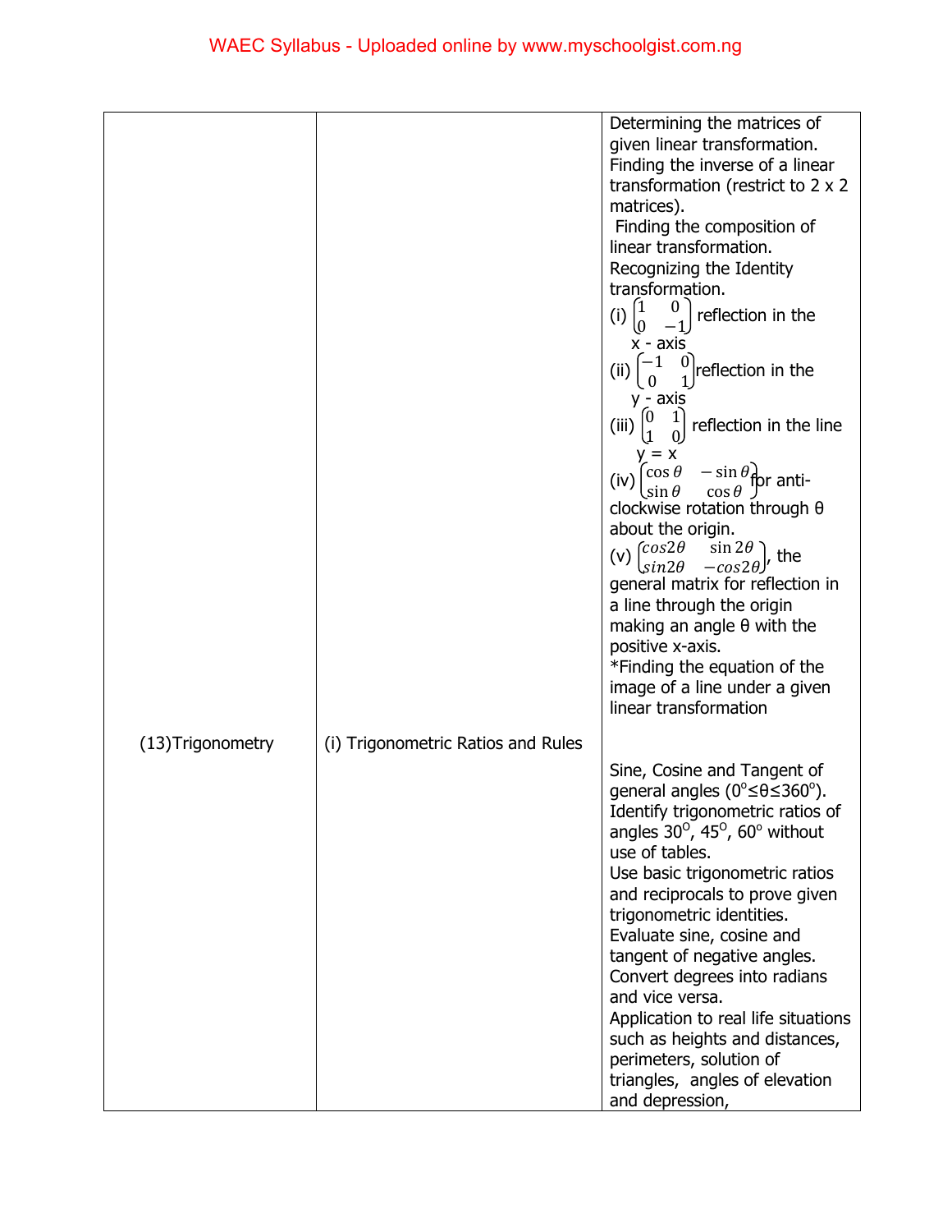| | | |
|---|---|---|
| | | Determining the matrices of given linear transformation. Finding the inverse of a linear transformation (restrict to 2 x 2 matrices). Finding the composition of linear transformation. Recognizing the Identity transformation. (i) $\begin{pmatrix} 1 & 0 \\ 0 & -1 \end{pmatrix}$ reflection in the x - axis (ii) $\begin{pmatrix} -1 & 0 \\ 0 & 1 \end{pmatrix}$ reflection in the y - axis (iii) $\begin{pmatrix} 0 & 1 \\ 1 & 0 \end{pmatrix}$ reflection in the line y = x (iv) $\begin{pmatrix} \cos\theta & -\sin\theta \\ \sin\theta & \cos\theta \end{pmatrix}$ for anti-clockwise rotation through θ about the origin. (v) $\begin{pmatrix} \cos 2\theta & \sin 2\theta \\ \sin 2\theta & -\cos 2\theta \end{pmatrix}$, the general matrix for reflection in a line through the origin making an angle θ with the positive x-axis. *Finding the equation of the image of a line under a given linear transformation |
| (13)Trigonometry | (i) Trigonometric Ratios and Rules | Sine, Cosine and Tangent of general angles ($0^\circ \leq \theta \leq 360^\circ$). Identify trigonometric ratios of angles $30^\circ$, $45^\circ$, $60^\circ$ without use of tables. Use basic trigonometric ratios and reciprocals to prove given trigonometric identities. Evaluate sine, cosine and tangent of negative angles. Convert degrees into radians and vice versa. Application to real life situations such as heights and distances, perimeters, solution of triangles, angles of elevation and depression, |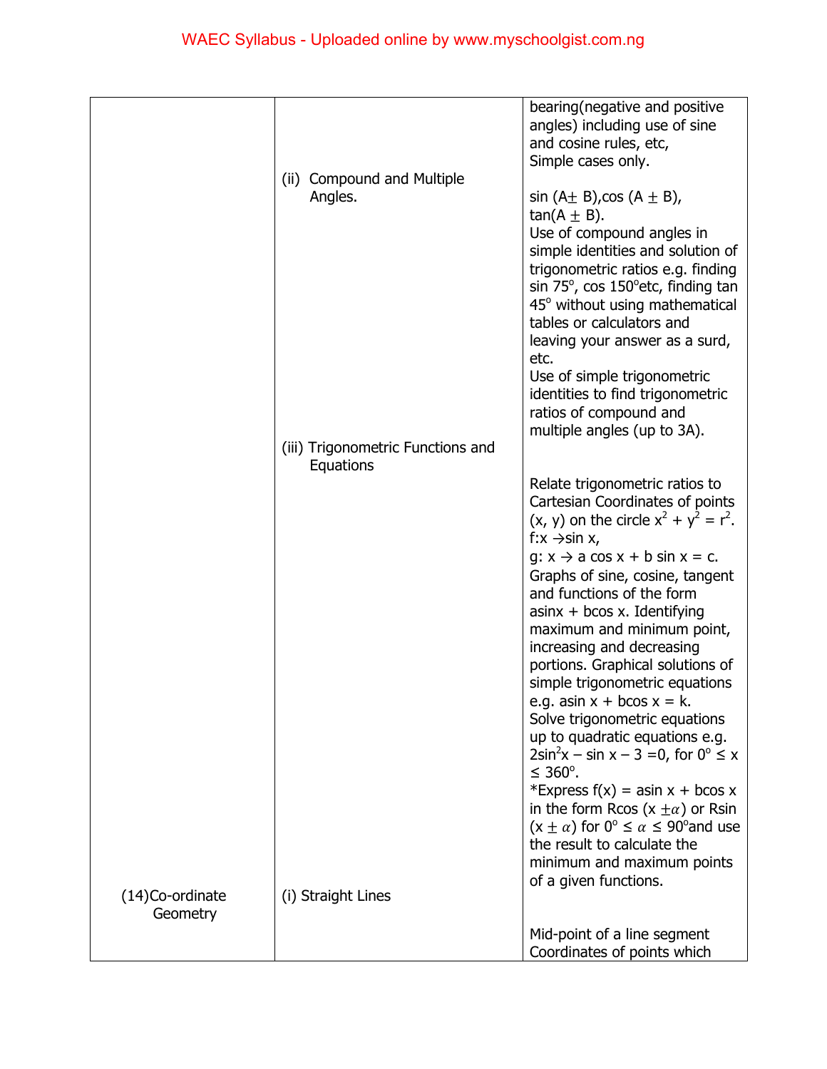| | | |
|---|---|---|
| | | bearing(negative and positive angles) including use of sine and cosine rules, etc, Simple cases only. |
| | (ii) Compound and Multiple Angles. | $\sin(A \pm B)$, $\cos(A \pm B)$, $\tan(A \pm B)$. Use of compound angles in simple identities and solution of trigonometric ratios e.g. finding $\sin 75^\circ$, $\cos 150^\circ$ etc, finding $\tan 45^\circ$ without using mathematical tables or calculators and leaving your answer as a surd, etc. Use of simple trigonometric identities to find trigonometric ratios of compound and multiple angles (up to 3A). |
| | (iii) Trigonometric Functions and Equations | Relate trigonometric ratios to Cartesian Coordinates of points (x, y) on the circle $x^2 + y^2 = r^2$. $f: x \rightarrow \sin x$, $g: x \rightarrow a\cos x + b\sin x = c$. Graphs of sine, cosine, tangent and functions of the form $a\sin x + b\cos x$. Identifying maximum and minimum point, increasing and decreasing portions. Graphical solutions of simple trigonometric equations e.g. $a\sin x + b\cos x = k$. Solve trigonometric equations up to quadratic equations e.g. $2\sin^2 x - \sin x - 3 = 0$, for $0^\circ \leq x \leq 360^\circ$. *Express $f(x) = a\sin x + b\cos x$ in the form $R\cos(x \pm \alpha)$ or $R\sin(x \pm \alpha)$ for $0^\circ \leq \alpha \leq 90^\circ$ and use the result to calculate the minimum and maximum points of a given functions. |
| (14) Co-ordinate Geometry | (i) Straight Lines | Mid-point of a line segment Coordinates of points which |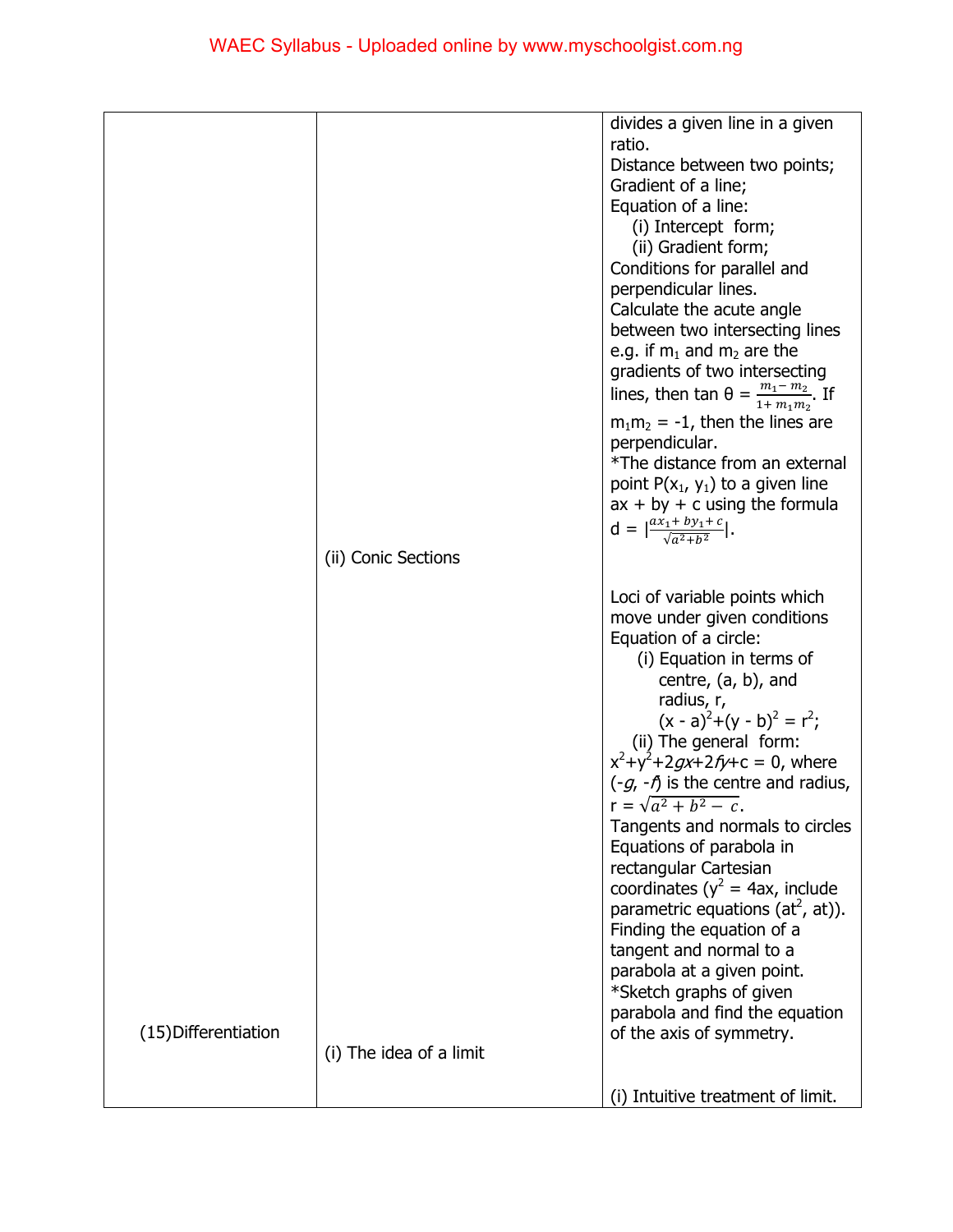| | | |
|---|---|---|
| | | divides a given line in a given ratio.<br>Distance between two points;<br>Gradient of a line;<br>Equation of a line:<br>(i) Intercept form;<br>(ii) Gradient form;<br>Conditions for parallel and perpendicular lines.<br>Calculate the acute angle between two intersecting lines e.g. if $m_1$ and $m_2$ are the gradients of two intersecting lines, then $\tan \theta = \frac{m_1 - m_2}{1 + m_1 m_2}$. If $m_1 m_2 = -1$, then the lines are perpendicular.<br>*The distance from an external point $P(x_1, y_1)$ to a given line $ax + by + c$ using the formula $d = \lvert\frac{ax_1 + by_1 + c}{\sqrt{a^2+b^2}}\rvert$. |
| | (ii) Conic Sections | Loci of variable points which move under given conditions<br>Equation of a circle:<br>(i) Equation in terms of centre, (a, b), and radius, r, $(x - a)^2+(y - b)^2 = r^2$;<br>(ii) The general form: $x^2+y^2+2gx+2fy+c = 0$, where $(-g, -f)$ is the centre and radius, $r = \sqrt{a^2 + b^2 - c}$.<br>Tangents and normals to circles<br>Equations of parabola in rectangular Cartesian coordinates ($y^2 = 4ax$, include parametric equations $(at^2, at)$).<br>Finding the equation of a tangent and normal to a parabola at a given point.<br>*Sketch graphs of given parabola and find the equation of the axis of symmetry. |
| (15)Differentiation | (i) The idea of a limit | (i) Intuitive treatment of limit. |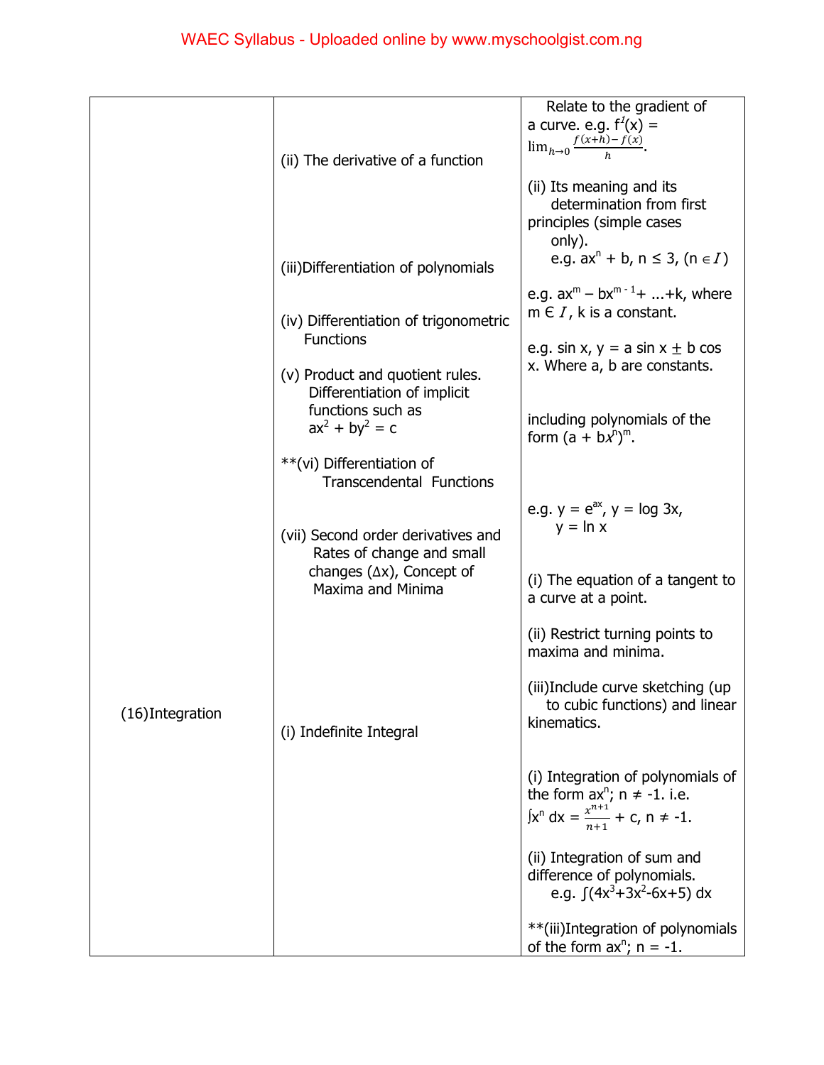| | | |
|---|---|---|
| | (ii) The derivative of a function | Relate to the gradient of a curve. e.g. $f^{I}(x) = \lim_{h\to 0}\frac{f(x+h)-f(x)}{h}$. |
| | | (ii) Its meaning and its determination from first principles (simple cases only). e.g. $ax^n + b$, $n \le 3$, ($n \in I$) |
| | (iii)Differentiation of polynomials | e.g. $ax^m - bx^{m-1} + ... + k$, where $m \in I$, k is a constant. |
| | (iv) Differentiation of trigonometric Functions | e.g. sin x, y = a sin x ± b cos x. Where a, b are constants. |
| | (v) Product and quotient rules. Differentiation of implicit functions such as $ax^2 + by^2 = c$ | including polynomials of the form $(a + bx^n)^m$. |
| | **(vi) Differentiation of Transcendental Functions | e.g. $y = e^{ax}$, y = log 3x, y = ln x |
| | (vii) Second order derivatives and Rates of change and small changes (Δx), Concept of Maxima and Minima | (i) The equation of a tangent to a curve at a point.<br><br>(ii) Restrict turning points to maxima and minima.<br><br>(iii)Include curve sketching (up to cubic functions) and linear kinematics. |
| (16)Integration | (i) Indefinite Integral | (i) Integration of polynomials of the form $ax^n$; $n \neq -1$. i.e. $\int x^n\, dx = \frac{x^{n+1}}{n+1} + c$, $n \neq -1$.<br><br>(ii) Integration of sum and difference of polynomials. e.g. $\int(4x^3+3x^2-6x+5)\, dx$<br><br>**(iii)Integration of polynomials of the form $ax^n$; $n = -1$. |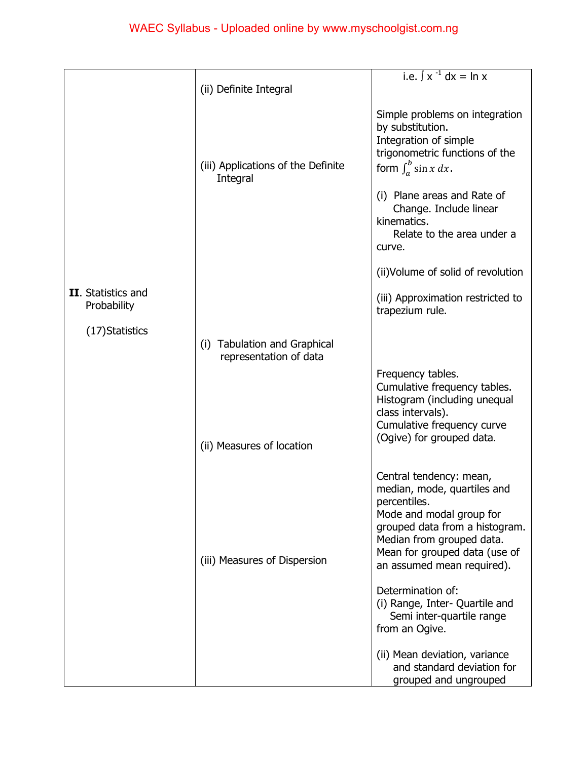| | | |
|---|---|---|
| | (ii) Definite Integral | i.e. $\int x^{-1}\,dx = \ln x$ <br><br> Simple problems on integration by substitution. <br> Integration of simple trigonometric functions of the form $\int_a^b \sin x\,dx$. |
| | (iii) Applications of the Definite Integral | (i) Plane areas and Rate of Change. Include linear kinematics. <br> Relate to the area under a curve. <br><br> (ii)Volume of solid of revolution <br><br> (iii) Approximation restricted to trapezium rule. |
| **II**. Statistics and Probability <br><br> (17)Statistics | (i) Tabulation and Graphical representation of data | Frequency tables. <br> Cumulative frequency tables. <br> Histogram (including unequal class intervals). <br> Cumulative frequency curve (Ogive) for grouped data. |
| | (ii) Measures of location | Central tendency: mean, median, mode, quartiles and percentiles. <br> Mode and modal group for grouped data from a histogram. <br> Median from grouped data. <br> Mean for grouped data (use of an assumed mean required). |
| | (iii) Measures of Dispersion | Determination of: <br> (i) Range, Inter- Quartile and Semi inter-quartile range from an Ogive. <br><br> (ii) Mean deviation, variance and standard deviation for grouped and ungrouped |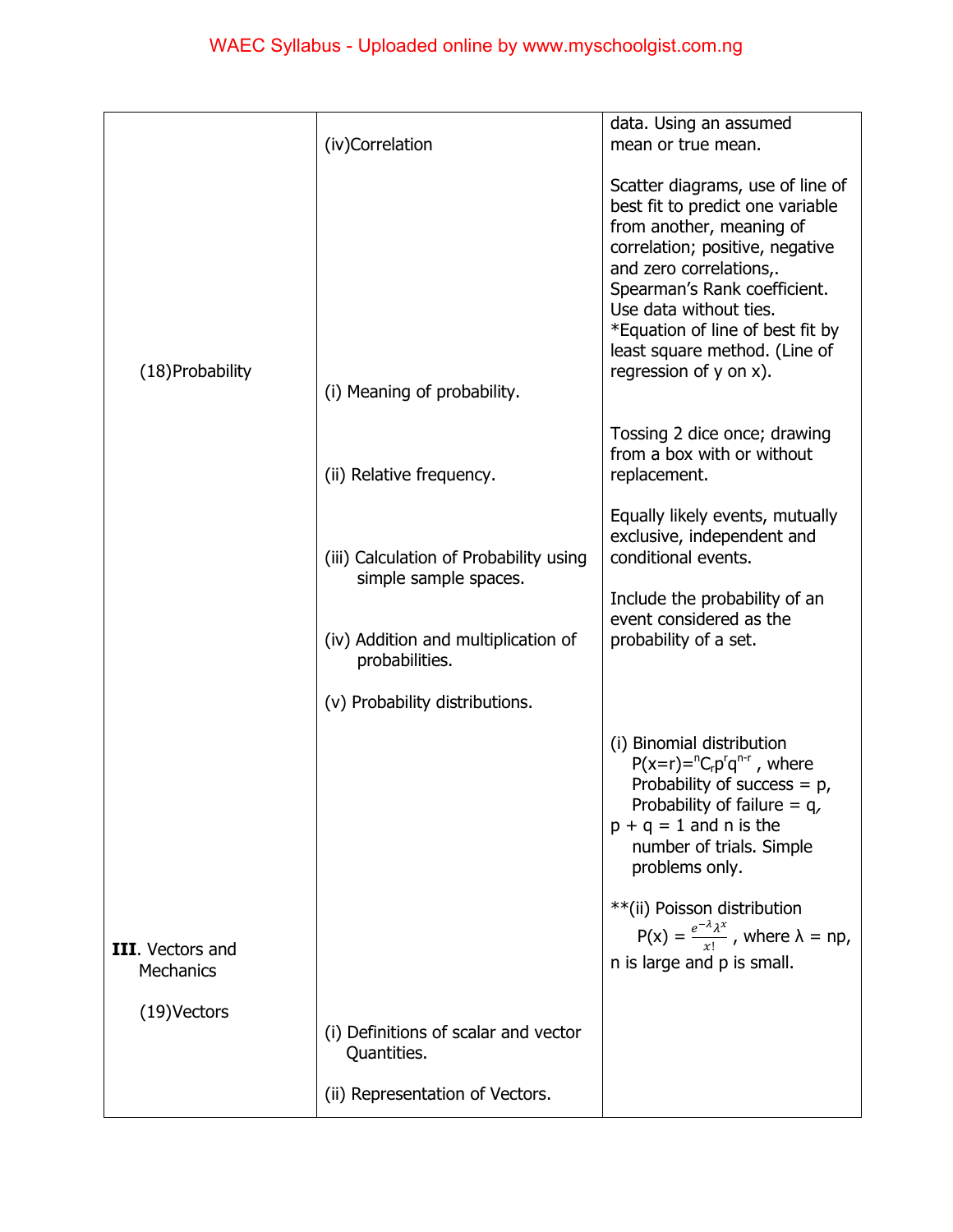| | | |
|---|---|---|
| | (iv)Correlation | data. Using an assumed mean or true mean. |
| | | Scatter diagrams, use of line of best fit to predict one variable from another, meaning of correlation; positive, negative and zero correlations,. Spearman's Rank coefficient. Use data without ties. *Equation of line of best fit by least square method. (Line of regression of y on x). |
| (18)Probability | (i) Meaning of probability. | |
| | (ii) Relative frequency. | Tossing 2 dice once; drawing from a box with or without replacement. |
| | (iii) Calculation of Probability using simple sample spaces. | Equally likely events, mutually exclusive, independent and conditional events. |
| | (iv) Addition and multiplication of probabilities. | Include the probability of an event considered as the probability of a set. |
| | (v) Probability distributions. | |
| | | (i) Binomial distribution $P(x=r)={}^nC_r p^r q^{n-r}$, where Probability of success = p, Probability of failure = q, p + q = 1 and n is the number of trials. Simple problems only. |
| | | **(ii) Poisson distribution $P(x) = \frac{e^{-\lambda}\lambda^x}{x!}$, where λ = np, n is large and p is small. |
| **III**. Vectors and Mechanics | | |
| (19)Vectors | (i) Definitions of scalar and vector Quantities. | |
| | (ii) Representation of Vectors. | |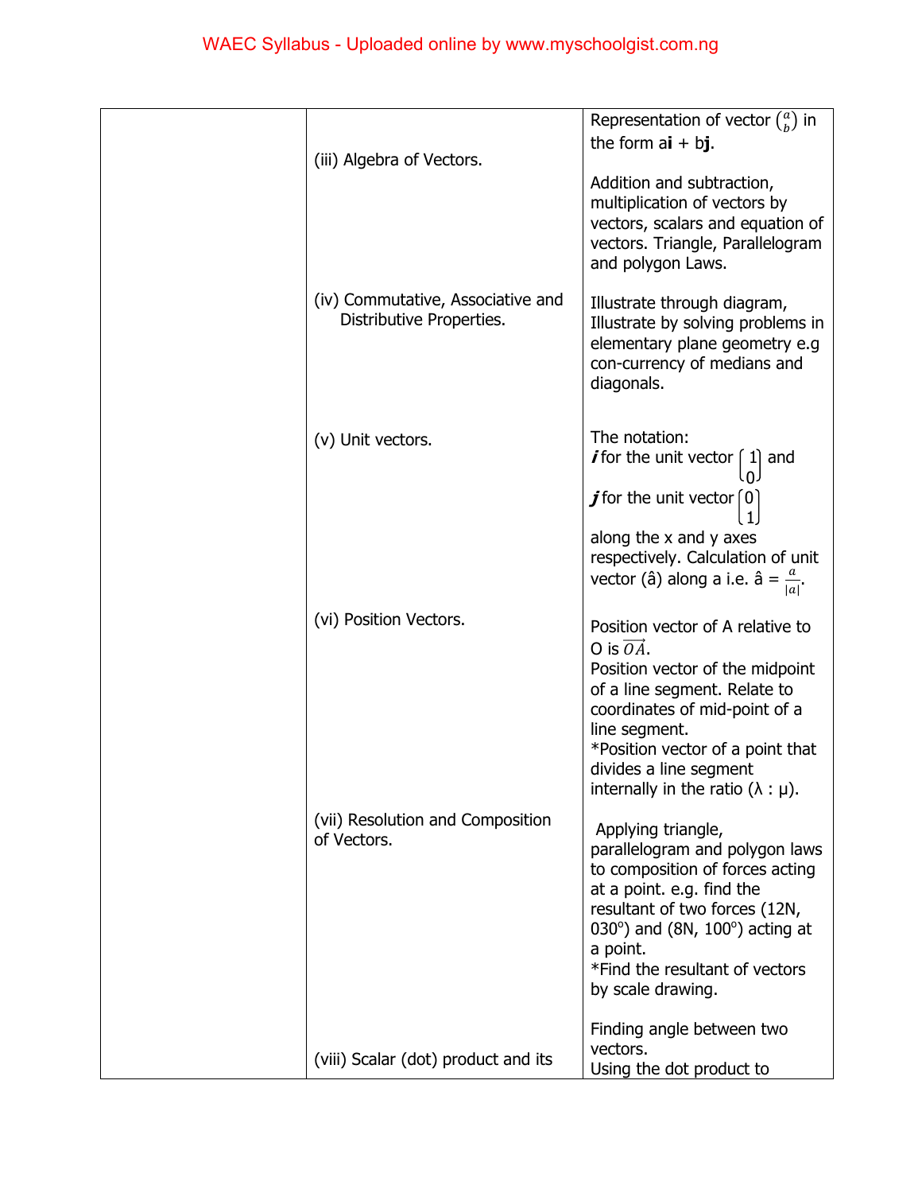| | | |
|---|---|---|
| | (iii) Algebra of Vectors. | Representation of vector $\binom{a}{b}$ in the form a**i** + b**j**.<br><br>Addition and subtraction, multiplication of vectors by vectors, scalars and equation of vectors. Triangle, Parallelogram and polygon Laws. |
| | (iv) Commutative, Associative and Distributive Properties. | Illustrate through diagram, Illustrate by solving problems in elementary plane geometry e.g con-currency of medians and diagonals. |
| | (v) Unit vectors. | The notation:<br>***i*** for the unit vector $\begin{pmatrix} 1 \\ 0 \end{pmatrix}$ and<br>***j*** for the unit vector $\begin{pmatrix} 0 \\ 1 \end{pmatrix}$<br>along the x and y axes respectively. Calculation of unit vector (â) along a i.e. $\hat{a} = \frac{a}{\lvert a \rvert}$. |
| | (vi) Position Vectors. | Position vector of A relative to O is $\overrightarrow{OA}$.<br>Position vector of the midpoint of a line segment. Relate to coordinates of mid-point of a line segment.<br>*Position vector of a point that divides a line segment internally in the ratio (λ : μ). |
| | (vii) Resolution and Composition of Vectors. | Applying triangle, parallelogram and polygon laws to composition of forces acting at a point. e.g. find the resultant of two forces (12N, 030°) and (8N, 100°) acting at a point.<br>*Find the resultant of vectors by scale drawing. |
| | (viii) Scalar (dot) product and its | Finding angle between two vectors.<br>Using the dot product to |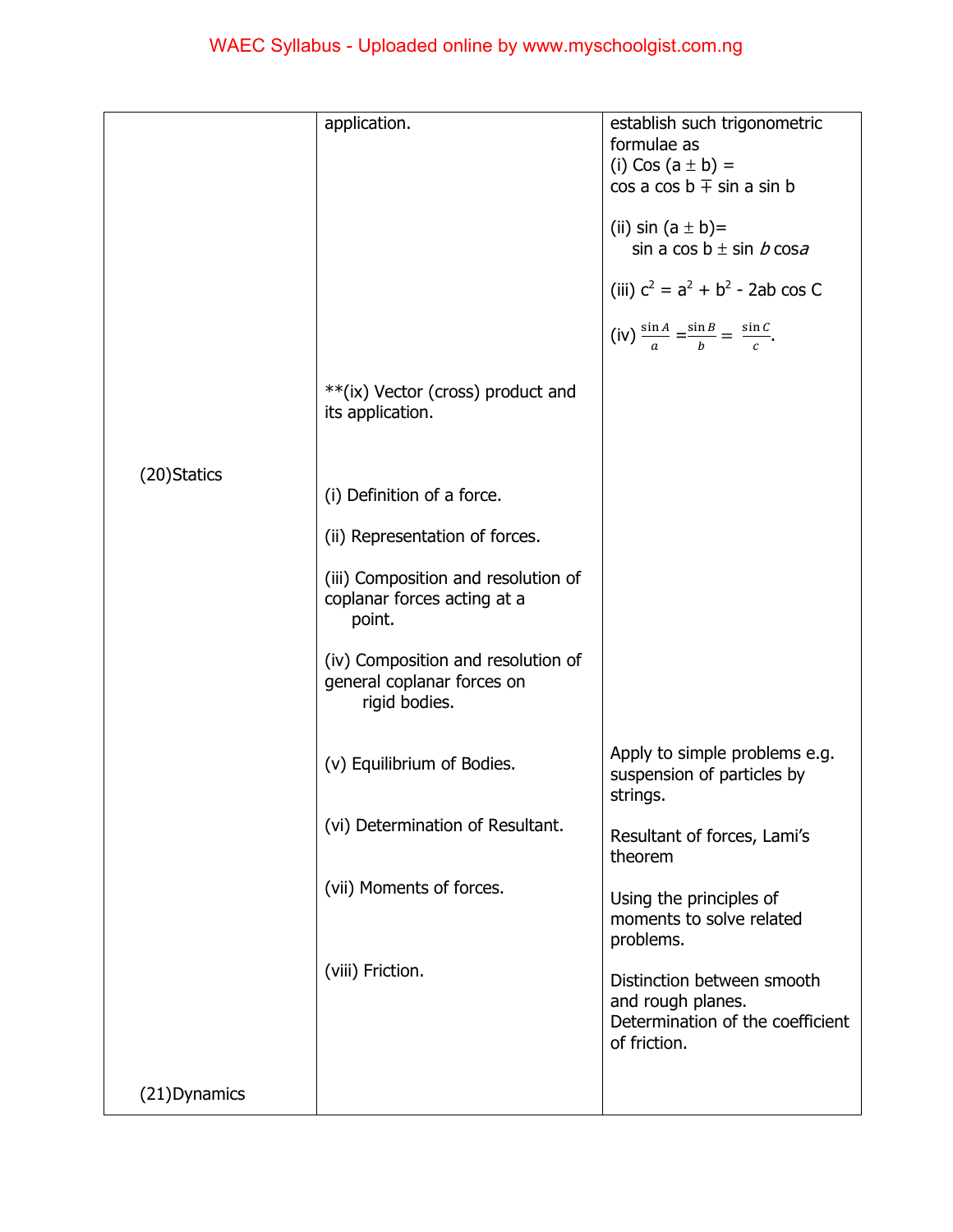| | | |
|---|---|---|
| | application. | establish such trigonometric formulae as<br>(i) $\cos(a \pm b) = \cos a \cos b \mp \sin a \sin b$<br>(ii) $\sin(a \pm b) = \sin a \cos b \pm \sin b \cos a$<br>(iii) $c^2 = a^2 + b^2 - 2ab \cos C$<br>(iv) $\frac{\sin A}{a} = \frac{\sin B}{b} = \frac{\sin C}{c}$. |
| | **(ix) Vector (cross) product and its application. | |
| (20)Statics | (i) Definition of a force.<br>(ii) Representation of forces.<br>(iii) Composition and resolution of coplanar forces acting at a point.<br>(iv) Composition and resolution of general coplanar forces on rigid bodies. | |
| | (v) Equilibrium of Bodies. | Apply to simple problems e.g. suspension of particles by strings. |
| | (vi) Determination of Resultant. | Resultant of forces, Lami's theorem |
| | (vii) Moments of forces. | Using the principles of moments to solve related problems. |
| | (viii) Friction. | Distinction between smooth and rough planes. Determination of the coefficient of friction. |
| (21)Dynamics | | |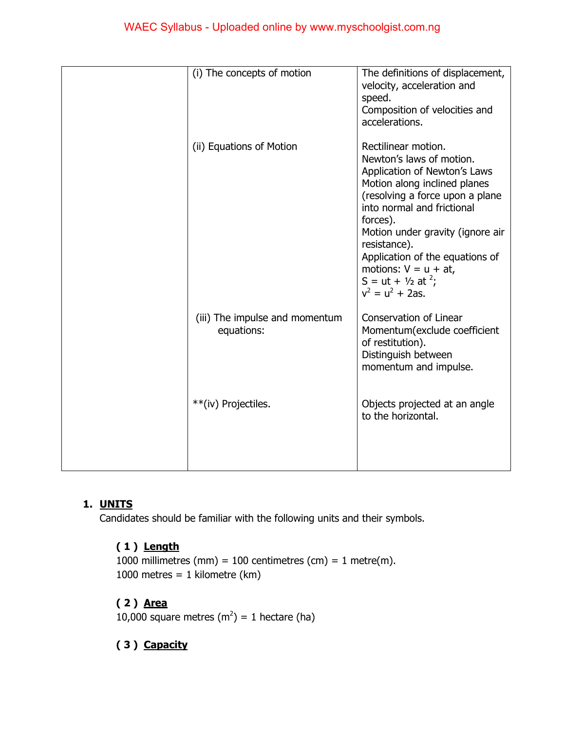| | | |
|---|---|---|
| | (i) The concepts of motion | The definitions of displacement, velocity, acceleration and speed.<br>Composition of velocities and accelerations. |
| | (ii) Equations of Motion | Rectilinear motion.<br>Newton's laws of motion.<br>Application of Newton's Laws<br>Motion along inclined planes (resolving a force upon a plane into normal and frictional forces).<br>Motion under gravity (ignore air resistance).<br>Application of the equations of motions: $V = u + at$,<br>$S = ut + ½ at^2$;<br>$v^2 = u^2 + 2as$. |
| | (iii) The impulse and momentum equations: | Conservation of Linear Momentum(exclude coefficient of restitution).<br>Distinguish between momentum and impulse. |
| | **(iv) Projectiles. | Objects projected at an angle to the horizontal. |

1. **UNITS**

Candidates should be familiar with the following units and their symbols.

**( 1 ) Length**

1000 millimetres (mm) = 100 centimetres (cm) = 1 metre(m).
1000 metres = 1 kilometre (km)

**( 2 ) Area**

10,000 square metres ($m^2$) = 1 hectare (ha)

**( 3 ) Capacity**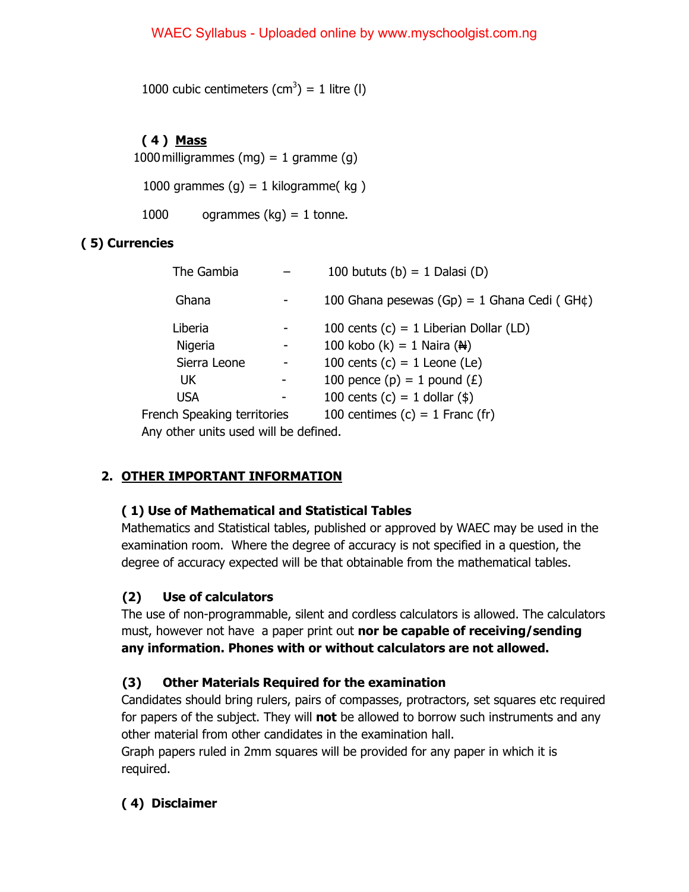1000 cubic centimeters ($cm^3$) = 1 litre (l)

**( 4 ) Mass**

1000 milligrammes (mg) = 1 gramme (g)

1000 grammes (g) = 1 kilogramme( kg )

1000 ogrammes (kg) = 1 tonne.

**( 5) Currencies**

| | | |
|---|---|---|
| The Gambia | – | 100 bututs (b) = 1 Dalasi (D) |
| Ghana | - | 100 Ghana pesewas (Gp) = 1 Ghana Cedi ( GH¢) |
| Liberia | - | 100 cents (c) = 1 Liberian Dollar (LD) |
| Nigeria | - | 100 kobo (k) = 1 Naira (₦) |
| Sierra Leone | - | 100 cents (c) = 1 Leone (Le) |
| UK | - | 100 pence (p) = 1 pound (£) |
| USA | - | 100 cents (c) = 1 dollar ($) |
| French Speaking territories | | 100 centimes (c) = 1 Franc (fr) |

Any other units used will be defined.

## 2. OTHER IMPORTANT INFORMATION

### ( 1) Use of Mathematical and Statistical Tables

Mathematics and Statistical tables, published or approved by WAEC may be used in the examination room. Where the degree of accuracy is not specified in a question, the degree of accuracy expected will be that obtainable from the mathematical tables.

### (2) Use of calculators

The use of non-programmable, silent and cordless calculators is allowed. The calculators must, however not have a paper print out **nor be capable of receiving/sending any information. Phones with or without calculators are not allowed.**

### (3) Other Materials Required for the examination

Candidates should bring rulers, pairs of compasses, protractors, set squares etc required for papers of the subject. They will **not** be allowed to borrow such instruments and any other material from other candidates in the examination hall.

Graph papers ruled in 2mm squares will be provided for any paper in which it is required.

### ( 4) Disclaimer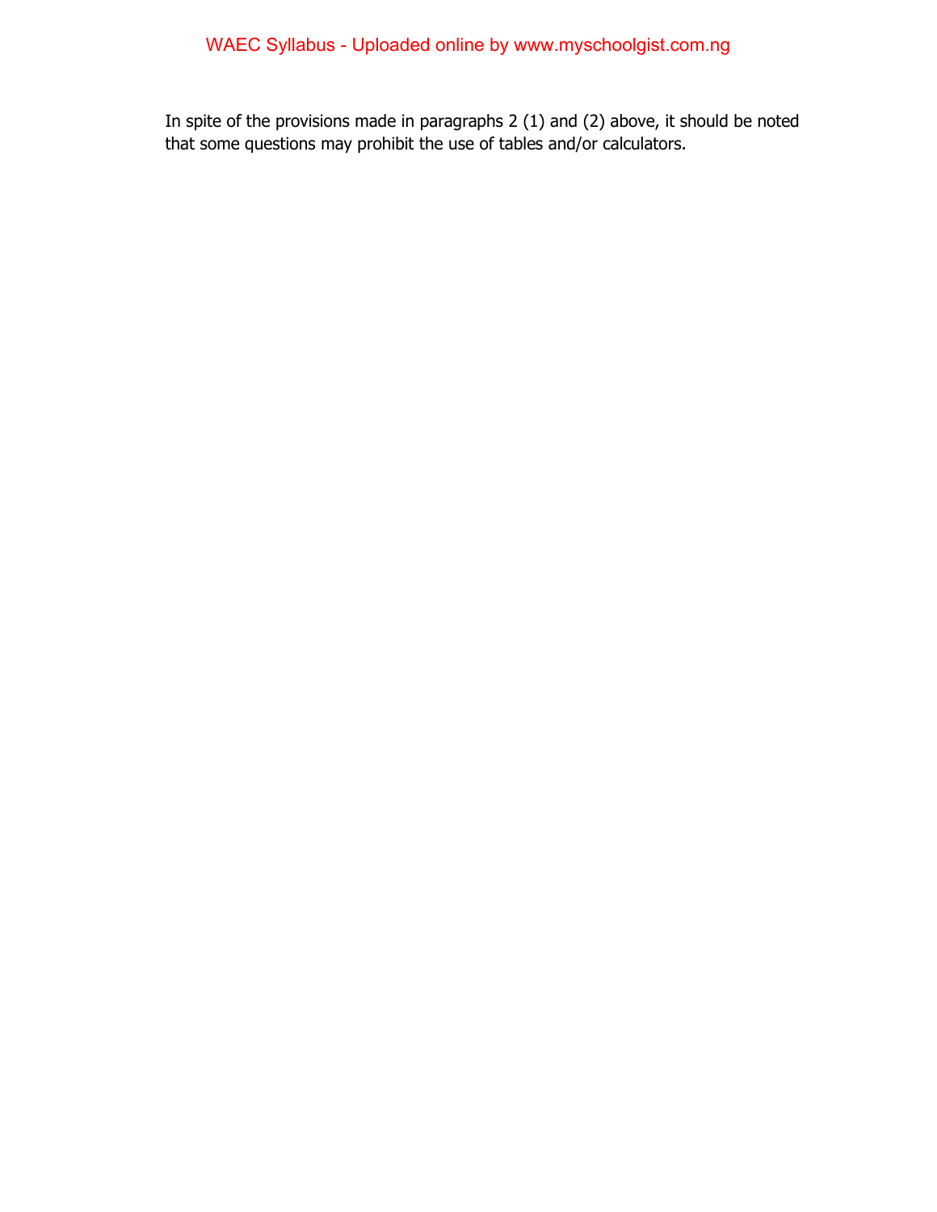In spite of the provisions made in paragraphs 2 (1) and (2) above, it should be noted that some questions may prohibit the use of tables and/or calculators.